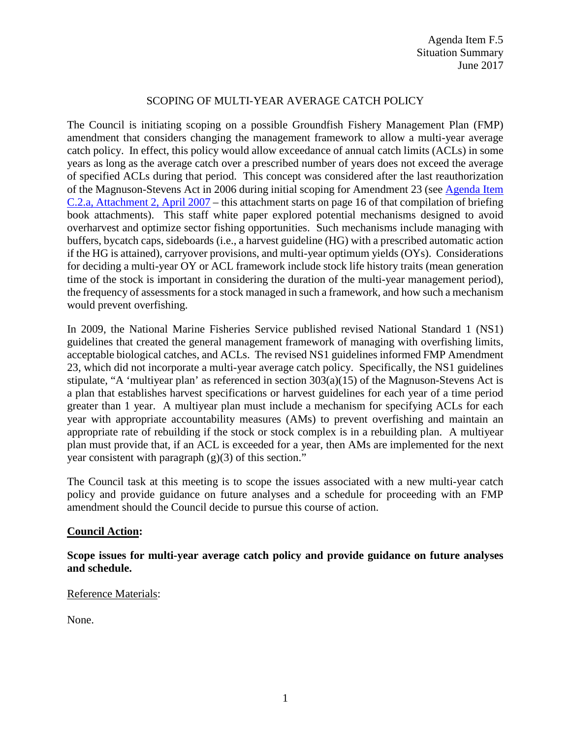Agenda Item F.5
Situation Summary
June 2017

# SCOPING OF MULTI-YEAR AVERAGE CATCH POLICY

The Council is initiating scoping on a possible Groundfish Fishery Management Plan (FMP) amendment that considers changing the management framework to allow a multi-year average catch policy. In effect, this policy would allow exceedance of annual catch limits (ACLs) in some years as long as the average catch over a prescribed number of years does not exceed the average of specified ACLs during that period. This concept was considered after the last reauthorization of the Magnuson-Stevens Act in 2006 during initial scoping for Amendment 23 (see [Agenda Item C.2.a, Attachment 2, April 2007]() – this attachment starts on page 16 of that compilation of briefing book attachments). This staff white paper explored potential mechanisms designed to avoid overharvest and optimize sector fishing opportunities. Such mechanisms include managing with buffers, bycatch caps, sideboards (i.e., a harvest guideline (HG) with a prescribed automatic action if the HG is attained), carryover provisions, and multi-year optimum yields (OYs). Considerations for deciding a multi-year OY or ACL framework include stock life history traits (mean generation time of the stock is important in considering the duration of the multi-year management period), the frequency of assessments for a stock managed in such a framework, and how such a mechanism would prevent overfishing.

In 2009, the National Marine Fisheries Service published revised National Standard 1 (NS1) guidelines that created the general management framework of managing with overfishing limits, acceptable biological catches, and ACLs. The revised NS1 guidelines informed FMP Amendment 23, which did not incorporate a multi-year average catch policy. Specifically, the NS1 guidelines stipulate, "A 'multiyear plan' as referenced in section 303(a)(15) of the Magnuson-Stevens Act is a plan that establishes harvest specifications or harvest guidelines for each year of a time period greater than 1 year. A multiyear plan must include a mechanism for specifying ACLs for each year with appropriate accountability measures (AMs) to prevent overfishing and maintain an appropriate rate of rebuilding if the stock or stock complex is in a rebuilding plan. A multiyear plan must provide that, if an ACL is exceeded for a year, then AMs are implemented for the next year consistent with paragraph (g)(3) of this section."

The Council task at this meeting is to scope the issues associated with a new multi-year catch policy and provide guidance on future analyses and a schedule for proceeding with an FMP amendment should the Council decide to pursue this course of action.

**Council Action:**

**Scope issues for multi-year average catch policy and provide guidance on future analyses and schedule.**

Reference Materials:

None.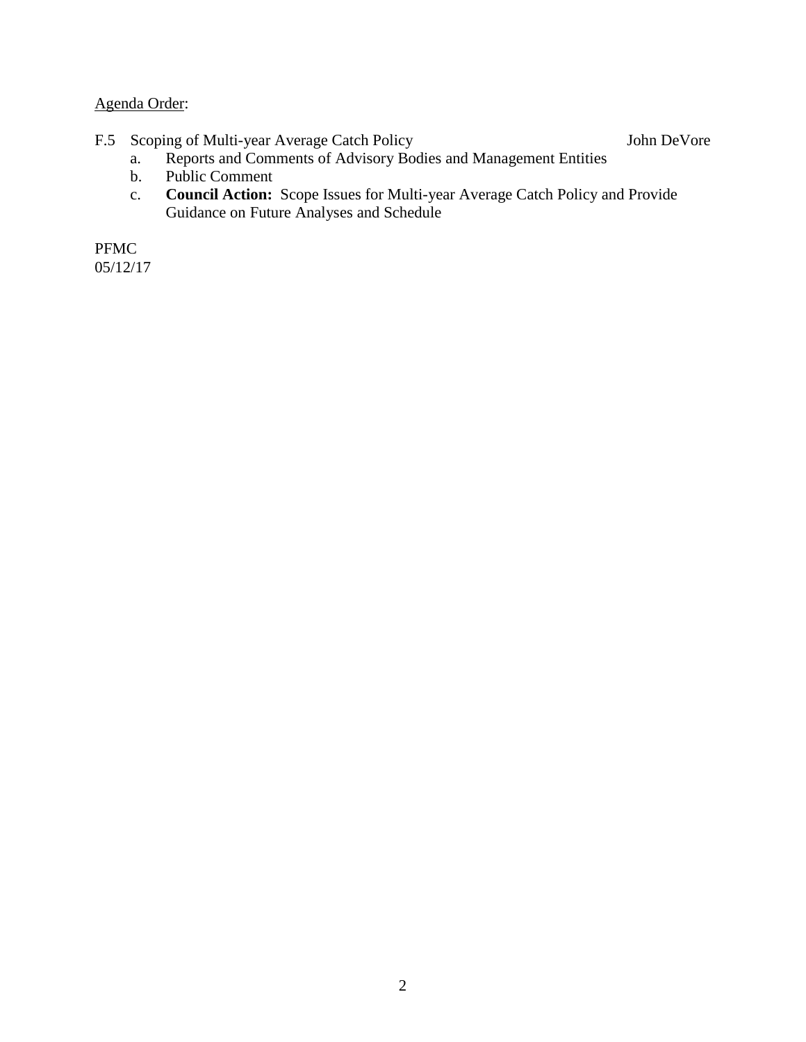<u>Agenda Order</u>:

F.5 Scoping of Multi-year Average Catch Policy John DeVore

a. Reports and Comments of Advisory Bodies and Management Entities
b. Public Comment
c. **Council Action:** Scope Issues for Multi-year Average Catch Policy and Provide Guidance on Future Analyses and Schedule

PFMC
05/12/17